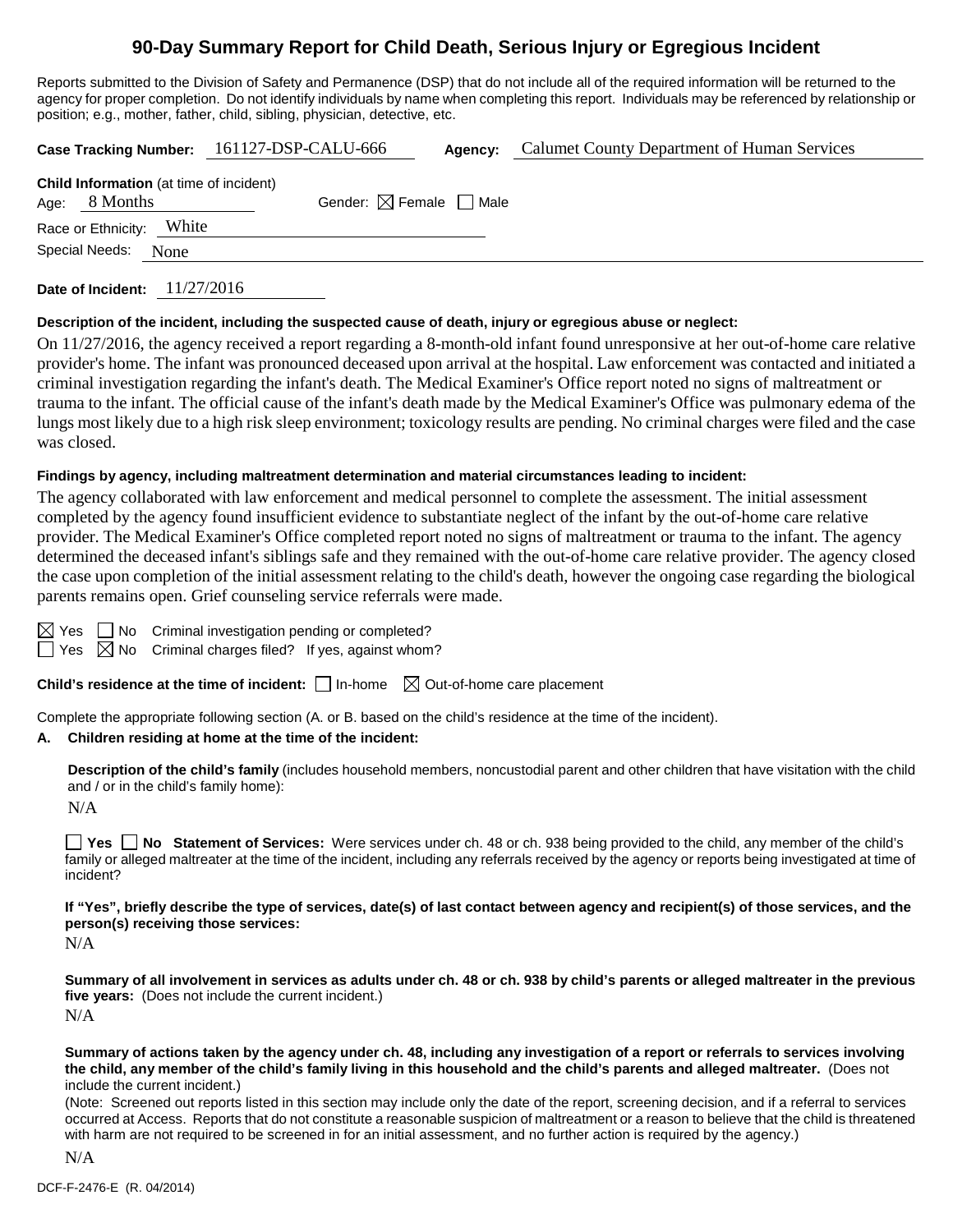# 90-Day Summary Report for Child Death, Serious Injury or Egregious Incident

Reports submitted to the Division of Safety and Permanence (DSP) that do not include all of the required information will be returned to the agency for proper completion. Do not identify individuals by name when completing this report. Individuals may be referenced by relationship or position; e.g., mother, father, child, sibling, physician, detective, etc.

**Case Tracking Number:** 161127-DSP-CALU-666 **Agency:** Calumet County Department of Human Services

**Child Information** (at time of incident)
Age: 8 Months Gender: ☒ Female ☐ Male
Race or Ethnicity: White
Special Needs: None

**Date of Incident:** 11/27/2016

**Description of the incident, including the suspected cause of death, injury or egregious abuse or neglect:**

On 11/27/2016, the agency received a report regarding a 8-month-old infant found unresponsive at her out-of-home care relative provider's home. The infant was pronounced deceased upon arrival at the hospital. Law enforcement was contacted and initiated a criminal investigation regarding the infant's death. The Medical Examiner's Office report noted no signs of maltreatment or trauma to the infant. The official cause of the infant's death made by the Medical Examiner's Office was pulmonary edema of the lungs most likely due to a high risk sleep environment; toxicology results are pending. No criminal charges were filed and the case was closed.

**Findings by agency, including maltreatment determination and material circumstances leading to incident:**

The agency collaborated with law enforcement and medical personnel to complete the assessment. The initial assessment completed by the agency found insufficient evidence to substantiate neglect of the infant by the out-of-home care relative provider. The Medical Examiner's Office completed report noted no signs of maltreatment or trauma to the infant. The agency determined the deceased infant's siblings safe and they remained with the out-of-home care relative provider. The agency closed the case upon completion of the initial assessment relating to the child's death, however the ongoing case regarding the biological parents remains open. Grief counseling service referrals were made.

☒ Yes ☐ No Criminal investigation pending or completed?
☐ Yes ☒ No Criminal charges filed? If yes, against whom?

**Child's residence at the time of incident:** ☐ In-home ☒ Out-of-home care placement

Complete the appropriate following section (A. or B. based on the child's residence at the time of the incident).

**A. Children residing at home at the time of the incident:**

**Description of the child's family** (includes household members, noncustodial parent and other children that have visitation with the child and / or in the child's family home):

N/A

☐ **Yes** ☐ **No Statement of Services:** Were services under ch. 48 or ch. 938 being provided to the child, any member of the child's family or alleged maltreater at the time of the incident, including any referrals received by the agency or reports being investigated at time of incident?

**If "Yes", briefly describe the type of services, date(s) of last contact between agency and recipient(s) of those services, and the person(s) receiving those services:**

N/A

**Summary of all involvement in services as adults under ch. 48 or ch. 938 by child's parents or alleged maltreater in the previous five years:** (Does not include the current incident.)

N/A

**Summary of actions taken by the agency under ch. 48, including any investigation of a report or referrals to services involving the child, any member of the child's family living in this household and the child's parents and alleged maltreater.** (Does not include the current incident.)

(Note: Screened out reports listed in this section may include only the date of the report, screening decision, and if a referral to services occurred at Access. Reports that do not constitute a reasonable suspicion of maltreatment or a reason to believe that the child is threatened with harm are not required to be screened in for an initial assessment, and no further action is required by the agency.)

N/A

DCF-F-2476-E (R. 04/2014)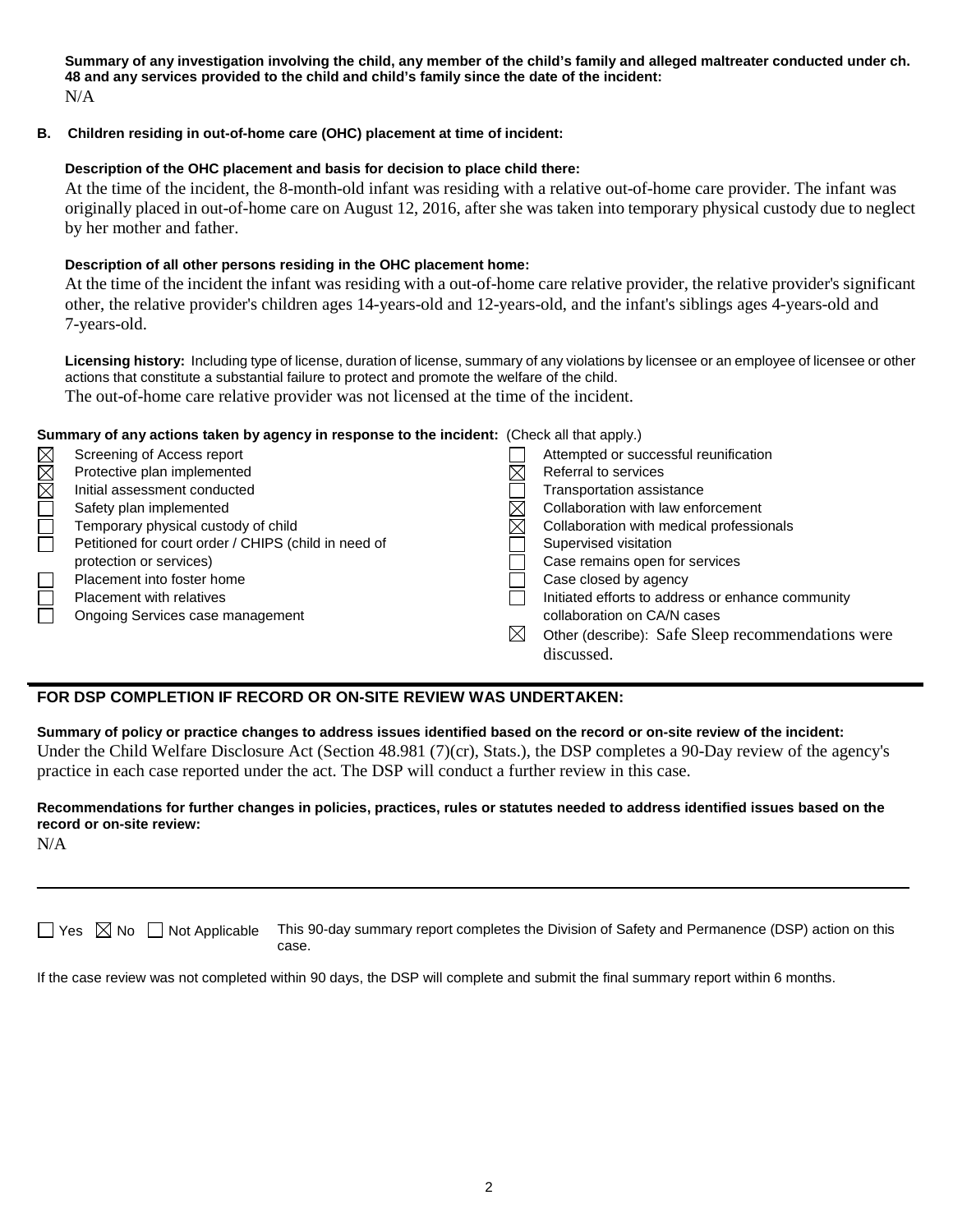**Summary of any investigation involving the child, any member of the child's family and alleged maltreater conducted under ch. 48 and any services provided to the child and child's family since the date of the incident:**

N/A

## B. Children residing in out-of-home care (OHC) placement at time of incident:

**Description of the OHC placement and basis for decision to place child there:**

At the time of the incident, the 8-month-old infant was residing with a relative out-of-home care provider. The infant was originally placed in out-of-home care on August 12, 2016, after she was taken into temporary physical custody due to neglect by her mother and father.

**Description of all other persons residing in the OHC placement home:**

At the time of the incident the infant was residing with a out-of-home care relative provider, the relative provider's significant other, the relative provider's children ages 14-years-old and 12-years-old, and the infant's siblings ages 4-years-old and 7-years-old.

**Licensing history:** Including type of license, duration of license, summary of any violations by licensee or an employee of licensee or other actions that constitute a substantial failure to protect and promote the welfare of the child.

The out-of-home care relative provider was not licensed at the time of the incident.

**Summary of any actions taken by agency in response to the incident:** (Check all that apply.)

- ☒ Screening of Access report
- ☒ Protective plan implemented
- ☒ Initial assessment conducted
- ☐ Safety plan implemented
- ☐ Temporary physical custody of child
- ☐ Petitioned for court order / CHIPS (child in need of protection or services)
- ☐ Placement into foster home
- ☐ Placement with relatives
- ☐ Ongoing Services case management
- ☐ Attempted or successful reunification
- ☒ Referral to services
- ☐ Transportation assistance
- ☒ Collaboration with law enforcement
- ☒ Collaboration with medical professionals
- ☐ Supervised visitation
- ☐ Case remains open for services
- ☐ Case closed by agency
- ☐ Initiated efforts to address or enhance community collaboration on CA/N cases
- ☒ Other (describe): Safe Sleep recommendations were discussed.

---

## FOR DSP COMPLETION IF RECORD OR ON-SITE REVIEW WAS UNDERTAKEN:

**Summary of policy or practice changes to address issues identified based on the record or on-site review of the incident:**

Under the Child Welfare Disclosure Act (Section 48.981 (7)(cr), Stats.), the DSP completes a 90-Day review of the agency's practice in each case reported under the act. The DSP will conduct a further review in this case.

**Recommendations for further changes in policies, practices, rules or statutes needed to address identified issues based on the record or on-site review:**

N/A

---

☐ Yes ☒ No ☐ Not Applicable This 90-day summary report completes the Division of Safety and Permanence (DSP) action on this case.

If the case review was not completed within 90 days, the DSP will complete and submit the final summary report within 6 months.